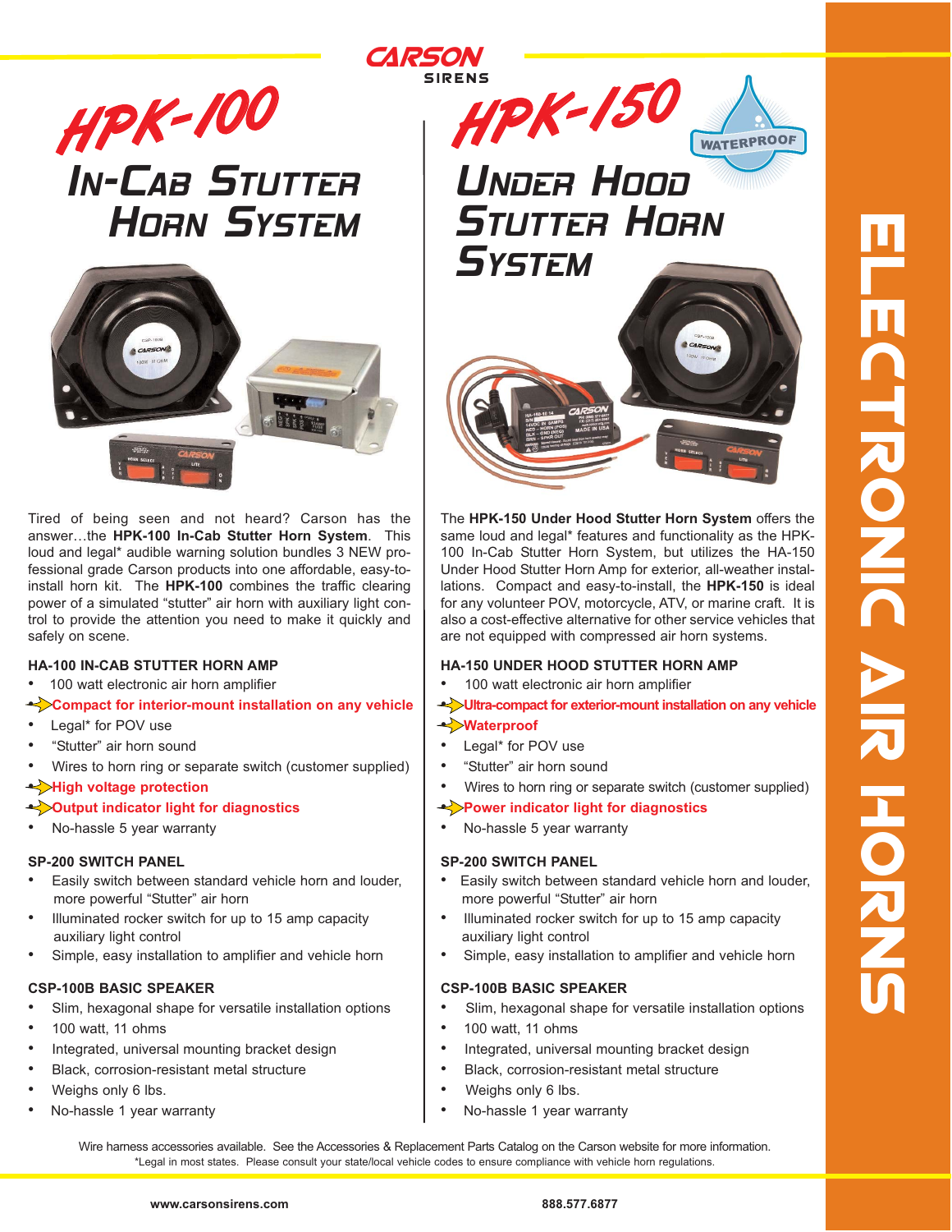CARSON SIRENS

# HPK-100

## In-Cab Stutter Horn System

Tired of being seen and not heard? Carson has the answer…the **HPK-100 In-Cab Stutter Horn System**. This loud and legal* audible warning solution bundles 3 NEW professional grade Carson products into one affordable, easy-to-install horn kit. The **HPK-100** combines the traffic clearing power of a simulated "stutter" air horn with auxiliary light control to provide the attention you need to make it quickly and safely on scene.

### HA-100 IN-CAB STUTTER HORN AMP

- 100 watt electronic air horn amplifier
- Compact for interior-mount installation on any vehicle
- Legal* for POV use
- "Stutter" air horn sound
- Wires to horn ring or separate switch (customer supplied)
- High voltage protection
- Output indicator light for diagnostics
- No-hassle 5 year warranty

### SP-200 SWITCH PANEL

- Easily switch between standard vehicle horn and louder, more powerful "Stutter" air horn
- Illuminated rocker switch for up to 15 amp capacity auxiliary light control
- Simple, easy installation to amplifier and vehicle horn

### CSP-100B BASIC SPEAKER

- Slim, hexagonal shape for versatile installation options
- 100 watt, 11 ohms
- Integrated, universal mounting bracket design
- Black, corrosion-resistant metal structure
- Weighs only 6 lbs.
- No-hassle 1 year warranty

# HPK-150

WATERPROOF

## Under Hood Stutter Horn System

The **HPK-150 Under Hood Stutter Horn System** offers the same loud and legal* features and functionality as the HPK-100 In-Cab Stutter Horn System, but utilizes the HA-150 Under Hood Stutter Horn Amp for exterior, all-weather installations. Compact and easy-to-install, the **HPK-150** is ideal for any volunteer POV, motorcycle, ATV, or marine craft. It is also a cost-effective alternative for other service vehicles that are not equipped with compressed air horn systems.

### HA-150 UNDER HOOD STUTTER HORN AMP

- 100 watt electronic air horn amplifier
- Ultra-compact for exterior-mount installation on any vehicle
- Waterproof
- Legal* for POV use
- "Stutter" air horn sound
- Wires to horn ring or separate switch (customer supplied)
- Power indicator light for diagnostics
- No-hassle 5 year warranty

### SP-200 SWITCH PANEL

- Easily switch between standard vehicle horn and louder, more powerful "Stutter" air horn
- Illuminated rocker switch for up to 15 amp capacity auxiliary light control
- Simple, easy installation to amplifier and vehicle horn

### CSP-100B BASIC SPEAKER

- Slim, hexagonal shape for versatile installation options
- 100 watt, 11 ohms
- Integrated, universal mounting bracket design
- Black, corrosion-resistant metal structure
- Weighs only 6 lbs.
- No-hassle 1 year warranty

Wire harness accessories available. See the Accessories & Replacement Parts Catalog on the Carson website for more information.

*Legal in most states. Please consult your state/local vehicle codes to ensure compliance with vehicle horn regulations.

ELECTRONIC AIR HORNS

www.carsonsirens.com 888.577.6877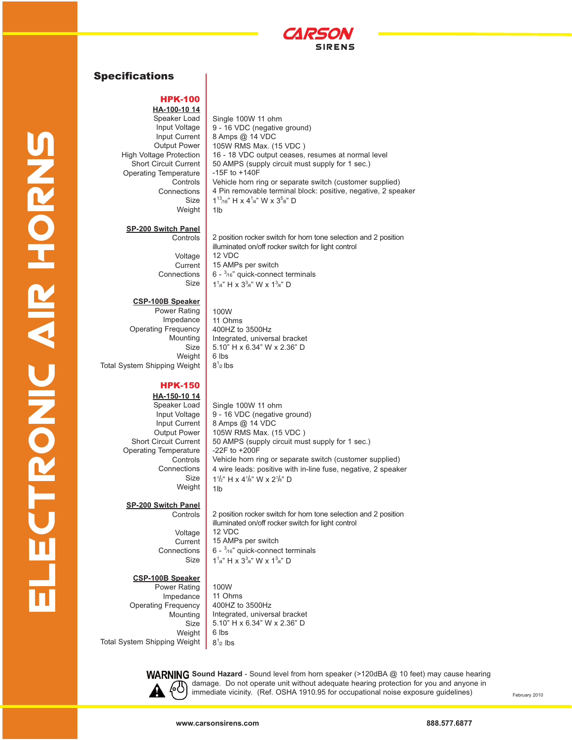# ELECTRONIC AIR HORNS

CARSON SIRENS

## Specifications

### HPK-100

**HA-100-10 14**

| | |
|---|---|
| Speaker Load | Single 100W 11 ohm |
| Input Voltage | 9 - 16 VDC (negative ground) |
| Input Current | 8 Amps @ 14 VDC |
| Output Power | 105W RMS Max. (15 VDC ) |
| High Voltage Protection | 16 - 18 VDC output ceases, resumes at normal level |
| Short Circuit Current | 50 AMPS (supply circuit must supply for 1 sec.) |
| Operating Temperature | -15F to +140F |
| Controls | Vehicle horn ring or separate switch (customer supplied) |
| Connections | 4 Pin removable terminal block: positive, negative, 2 speaker |
| Size | 1 13/16" H x 4 1/4" W x 3 5/8" D |
| Weight | 1lb |

**SP-200 Switch Panel**

| | |
|---|---|
| Controls | 2 position rocker switch for horn tone selection and 2 position illuminated on/off rocker switch for light control |
| Voltage | 12 VDC |
| Current | 15 AMPs per switch |
| Connections | 6 - 3/16" quick-connect terminals |
| Size | 1 1/4" H x 3 3/4" W x 1 3/4" D |

**CSP-100B Speaker**

| | |
|---|---|
| Power Rating | 100W |
| Impedance | 11 Ohms |
| Operating Frequency | 400HZ to 3500Hz |
| Mounting | Integrated, universal bracket |
| Size | 5.10" H x 6.34" W x 2.36" D |
| Weight | 6 lbs |
| Total System Shipping Weight | 8 1/2 lbs |

### HPK-150

**HA-150-10 14**

| | |
|---|---|
| Speaker Load | Single 100W 11 ohm |
| Input Voltage | 9 - 16 VDC (negative ground) |
| Input Current | 8 Amps @ 14 VDC |
| Output Power | 105W RMS Max. (15 VDC ) |
| Short Circuit Current | 50 AMPS (supply circuit must supply for 1 sec.) |
| Operating Temperature | -22F to +200F |
| Controls | Vehicle horn ring or separate switch (customer supplied) |
| Connections | 4 wire leads: positive with in-line fuse, negative, 2 speaker |
| Size | 1 1/2" H x 4 1/8" W x 2 1/8" D |
| Weight | 1lb |

**SP-200 Switch Panel**

| | |
|---|---|
| Controls | 2 position rocker switch for horn tone selection and 2 position illuminated on/off rocker switch for light control |
| Voltage | 12 VDC |
| Current | 15 AMPs per switch |
| Connections | 6 - 3/16" quick-connect terminals |
| Size | 1 1/4" H x 3 3/4" W x 1 3/4" D |

**CSP-100B Speaker**

| | |
|---|---|
| Power Rating | 100W |
| Impedance | 11 Ohms |
| Operating Frequency | 400HZ to 3500Hz |
| Mounting | Integrated, universal bracket |
| Size | 5.10" H x 6.34" W x 2.36" D |
| Weight | 6 lbs |
| Total System Shipping Weight | 8 1/2 lbs |

**WARNING** **Sound Hazard** - Sound level from horn speaker (>120dBA @ 10 feet) may cause hearing damage. Do not operate unit without adequate hearing protection for you and anyone in immediate vicinity. (Ref. OSHA 1910.95 for occupational noise exposure guidelines)

February 2010

www.carsonsirens.com 888.577.6877